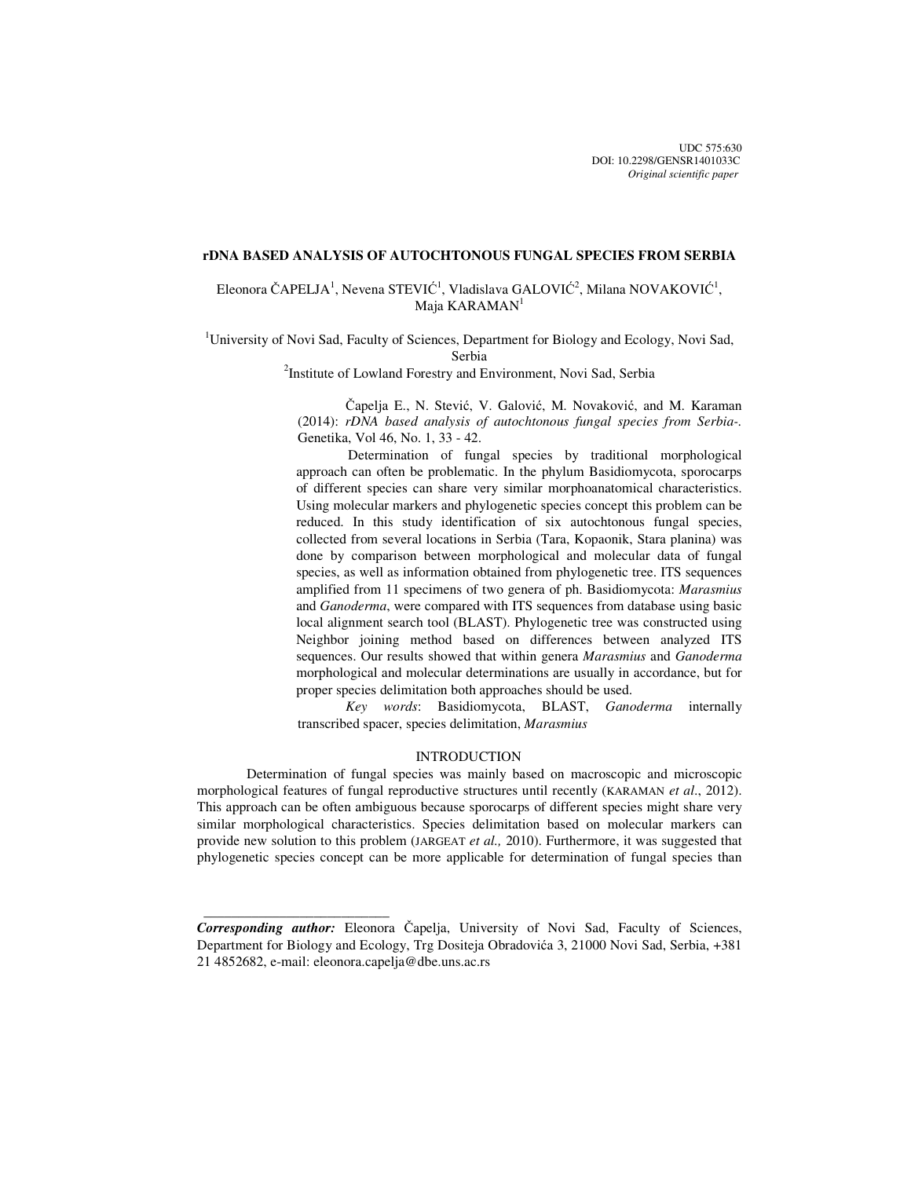UDC 575:630
DOI: 10.2298/GENSR1401033C
*Original scientific paper*

# rDNA BASED ANALYSIS OF AUTOCHTONOUS FUNGAL SPECIES FROM SERBIA

Eleonora ČAPELJA[1], Nevena STEVIĆ[1], Vladislava GALOVIĆ[2], Milana NOVAKOVIĆ[1], Maja KARAMAN[1]

[1]University of Novi Sad, Faculty of Sciences, Department for Biology and Ecology, Novi Sad, Serbia

[2]Institute of Lowland Forestry and Environment, Novi Sad, Serbia

Čapelja E., N. Stević, V. Galović, M. Novaković, and M. Karaman (2014): *rDNA based analysis of autochtonous fungal species from Serbia-*. Genetika, Vol 46, No. 1, 33 - 42.

Determination of fungal species by traditional morphological approach can often be problematic. In the phylum Basidiomycota, sporocarps of different species can share very similar morphoanatomical characteristics. Using molecular markers and phylogenetic species concept this problem can be reduced. In this study identification of six autochtonous fungal species, collected from several locations in Serbia (Tara, Kopaonik, Stara planina) was done by comparison between morphological and molecular data of fungal species, as well as information obtained from phylogenetic tree. ITS sequences amplified from 11 specimens of two genera of ph. Basidiomycota: *Marasmius* and *Ganoderma*, were compared with ITS sequences from database using basic local alignment search tool (BLAST). Phylogenetic tree was constructed using Neighbor joining method based on differences between analyzed ITS sequences. Our results showed that within genera *Marasmius* and *Ganoderma* morphological and molecular determinations are usually in accordance, but for proper species delimitation both approaches should be used.

*Key words*: Basidiomycota, BLAST, *Ganoderma* internally transcribed spacer, species delimitation, *Marasmius*

## INTRODUCTION

Determination of fungal species was mainly based on macroscopic and microscopic morphological features of fungal reproductive structures until recently (KARAMAN *et al*., 2012). This approach can be often ambiguous because sporocarps of different species might share very similar morphological characteristics. Species delimitation based on molecular markers can provide new solution to this problem (JARGEAT *et al.,* 2010). Furthermore, it was suggested that phylogenetic species concept can be more applicable for determination of fungal species than

---

***Corresponding author:*** Eleonora Čapelja, University of Novi Sad, Faculty of Sciences, Department for Biology and Ecology, Trg Dositeja Obradovića 3, 21000 Novi Sad, Serbia, +381 21 4852682, e-mail: eleonora.capelja@dbe.uns.ac.rs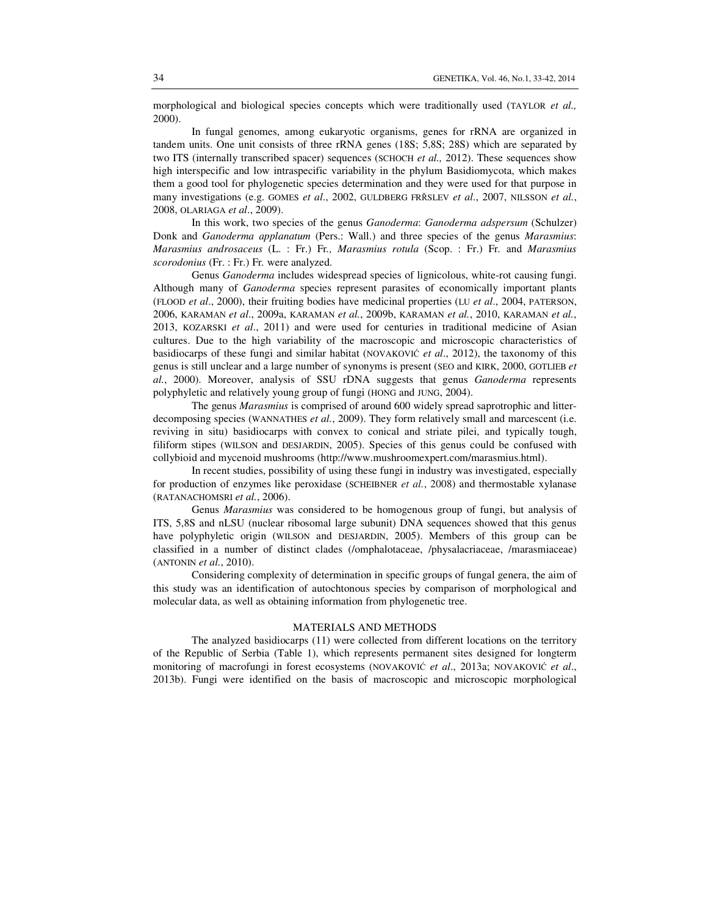morphological and biological species concepts which were traditionally used (TAYLOR *et al.,* 2000).

In fungal genomes, among eukaryotic organisms, genes for rRNA are organized in tandem units. One unit consists of three rRNA genes (18S; 5,8S; 28S) which are separated by two ITS (internally transcribed spacer) sequences (SCHOCH *et al.,* 2012). These sequences show high interspecific and low intraspecific variability in the phylum Basidiomycota, which makes them a good tool for phylogenetic species determination and they were used for that purpose in many investigations (e.g. GOMES *et al*., 2002, GULDBERG FRŘSLEV *et al*., 2007, NILSSON *et al.*, 2008, OLARIAGA *et al*., 2009).

In this work, two species of the genus *Ganoderma*: *Ganoderma adspersum* (Schulzer) Donk and *Ganoderma applanatum* (Pers.: Wall.) and three species of the genus *Marasmius*: *Marasmius androsaceus* (L. : Fr.) Fr*., Marasmius rotula* (Scop. : Fr.) Fr. and *Marasmius scorodonius* (Fr. : Fr.) Fr. were analyzed.

Genus *Ganoderma* includes widespread species of lignicolous, white-rot causing fungi. Although many of *Ganoderma* species represent parasites of economically important plants (FLOOD *et al*., 2000), their fruiting bodies have medicinal properties (LU *et al*., 2004, PATERSON, 2006, KARAMAN *et al*., 2009a, KARAMAN *et al.*, 2009b, KARAMAN *et al.*, 2010, KARAMAN *et al.*, 2013, KOZARSKI *et al*., 2011) and were used for centuries in traditional medicine of Asian cultures. Due to the high variability of the macroscopic and microscopic characteristics of basidiocarps of these fungi and similar habitat (NOVAKOVIĆ *et al*., 2012), the taxonomy of this genus is still unclear and a large number of synonyms is present (SEO and KIRK, 2000, GOTLIEB *et al.*, 2000). Moreover, analysis of SSU rDNA suggests that genus *Ganoderma* represents polyphyletic and relatively young group of fungi (HONG and JUNG, 2004).

The genus *Marasmius* is comprised of around 600 widely spread saprotrophic and litter-decomposing species (WANNATHES *et al.*, 2009). They form relatively small and marcescent (i.e. reviving in situ) basidiocarps with convex to conical and striate pilei, and typically tough, filiform stipes (WILSON and DESJARDIN, 2005). Species of this genus could be confused with collybioid and mycenoid mushrooms (http://www.mushroomexpert.com/marasmius.html).

In recent studies, possibility of using these fungi in industry was investigated, especially for production of enzymes like peroxidase (SCHEIBNER *et al.*, 2008) and thermostable xylanase (RATANACHOMSRI *et al.*, 2006).

Genus *Marasmius* was considered to be homogenous group of fungi, but analysis of ITS, 5,8S and nLSU (nuclear ribosomal large subunit) DNA sequences showed that this genus have polyphyletic origin (WILSON and DESJARDIN, 2005). Members of this group can be classified in a number of distinct clades (/omphalotaceae, /physalacriaceae, /marasmiaceae) (ANTONIN *et al.*, 2010).

Considering complexity of determination in specific groups of fungal genera, the aim of this study was an identification of autochtonous species by comparison of morphological and molecular data, as well as obtaining information from phylogenetic tree.

## MATERIALS AND METHODS

The analyzed basidiocarps (11) were collected from different locations on the territory of the Republic of Serbia (Table 1), which represents permanent sites designed for longterm monitoring of macrofungi in forest ecosystems (NOVAKOVIĆ *et al*., 2013a; NOVAKOVIĆ *et al*., 2013b). Fungi were identified on the basis of macroscopic and microscopic morphological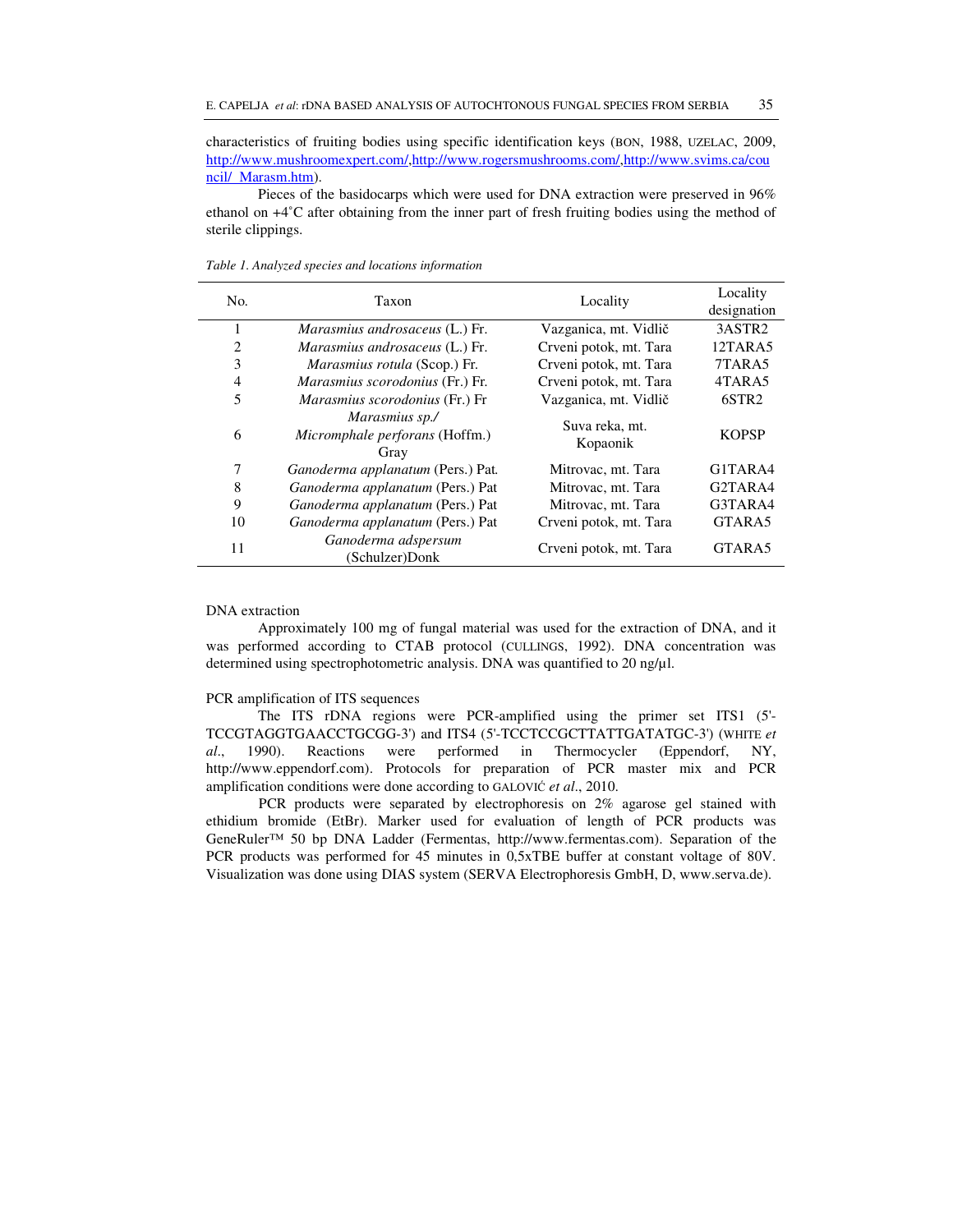characteristics of fruiting bodies using specific identification keys (BON, 1988, UZELAC, 2009, http://www.mushroomexpert.com/,http://www.rogersmushrooms.com/,http://www.svims.ca/council/_Marasm.htm).

Pieces of the basidocarps which were used for DNA extraction were preserved in 96% ethanol on +4˚C after obtaining from the inner part of fresh fruiting bodies using the method of sterile clippings.

*Table 1. Analyzed species and locations information*

| No. | Taxon | Locality | Locality designation |
|---|---|---|---|
| 1 | *Marasmius androsaceus* (L.) Fr. | Vazganica, mt. Vidlič | 3ASTR2 |
| 2 | *Marasmius androsaceus* (L.) Fr. | Crveni potok, mt. Tara | 12TARA5 |
| 3 | *Marasmius rotula* (Scop.) Fr. | Crveni potok, mt. Tara | 7TARA5 |
| 4 | *Marasmius scorodonius* (Fr.) Fr. | Crveni potok, mt. Tara | 4TARA5 |
| 5 | *Marasmius scorodonius* (Fr.) Fr | Vazganica, mt. Vidlič | 6STR2 |
| 6 | *Marasmius sp./ Micromphale perforans* (Hoffm.) Gray | Suva reka, mt. Kopaonik | KOPSP |
| 7 | *Ganoderma applanatum* (Pers.) Pat. | Mitrovac, mt. Tara | G1TARA4 |
| 8 | *Ganoderma applanatum* (Pers.) Pat | Mitrovac, mt. Tara | G2TARA4 |
| 9 | *Ganoderma applanatum* (Pers.) Pat | Mitrovac, mt. Tara | G3TARA4 |
| 10 | *Ganoderma applanatum* (Pers.) Pat | Crveni potok, mt. Tara | GTARA5 |
| 11 | *Ganoderma adspersum* (Schulzer)Donk | Crveni potok, mt. Tara | GTARA5 |

DNA extraction

Approximately 100 mg of fungal material was used for the extraction of DNA, and it was performed according to CTAB protocol (CULLINGS, 1992). DNA concentration was determined using spectrophotometric analysis. DNA was quantified to 20 ng/µl.

PCR amplification of ITS sequences

The ITS rDNA regions were PCR-amplified using the primer set ITS1 (5'-TCCGTAGGTGAACCTGCGG-3') and ITS4 (5'-TCCTCCGCTTATTGATATGC-3') (WHITE *et al*., 1990). Reactions were performed in Thermocycler (Eppendorf, NY, http://www.eppendorf.com). Protocols for preparation of PCR master mix and PCR amplification conditions were done according to GALOVIĆ *et al*., 2010.

PCR products were separated by electrophoresis on 2% agarose gel stained with ethidium bromide (EtBr). Marker used for evaluation of length of PCR products was GeneRuler™ 50 bp DNA Ladder (Fermentas, http://www.fermentas.com). Separation of the PCR products was performed for 45 minutes in 0,5xTBE buffer at constant voltage of 80V. Visualization was done using DIAS system (SERVA Electrophoresis GmbH, D, www.serva.de).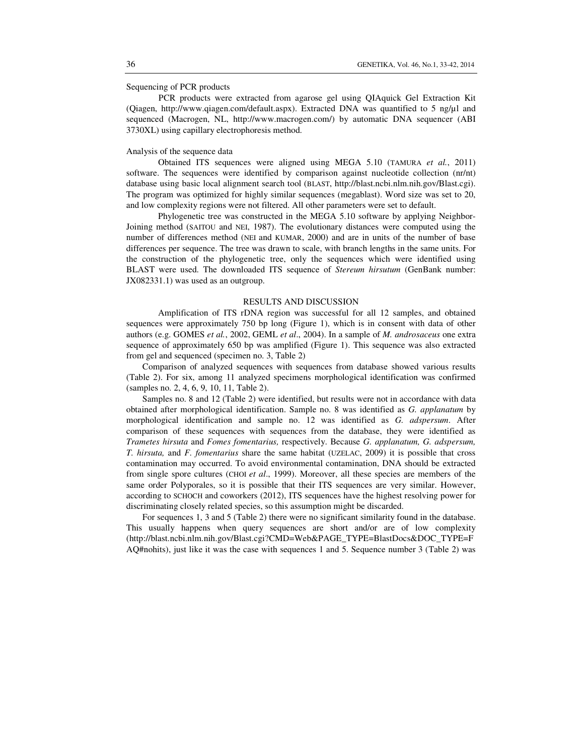Sequencing of PCR products

PCR products were extracted from agarose gel using QIAquick Gel Extraction Kit (Qiagen, http://www.qiagen.com/default.aspx). Extracted DNA was quantified to 5 ng/µl and sequenced (Macrogen, NL, http://www.macrogen.com/) by automatic DNA sequencer (ABI 3730XL) using capillary electrophoresis method.

Analysis of the sequence data

Obtained ITS sequences were aligned using MEGA 5.10 (TAMURA *et al.*, 2011) software. The sequences were identified by comparison against nucleotide collection (nr/nt) database using basic local alignment search tool (BLAST, http://blast.ncbi.nlm.nih.gov/Blast.cgi). The program was optimized for highly similar sequences (megablast). Word size was set to 20, and low complexity regions were not filtered. All other parameters were set to default.

Phylogenetic tree was constructed in the MEGA 5.10 software by applying Neighbor-Joining method (SAITOU and NEI, 1987). The evolutionary distances were computed using the number of differences method (NEI and KUMAR, 2000) and are in units of the number of base differences per sequence. The tree was drawn to scale, with branch lengths in the same units. For the construction of the phylogenetic tree, only the sequences which were identified using BLAST were used. The downloaded ITS sequence of *Stereum hirsutum* (GenBank number: JX082331.1) was used as an outgroup.

## RESULTS AND DISCUSSION

Amplification of ITS rDNA region was successful for all 12 samples, and obtained sequences were approximately 750 bp long (Figure 1), which is in consent with data of other authors (e.g. GOMES *et al.*, 2002, GEML *et al*., 2004). In a sample of *M. androsaceus* one extra sequence of approximately 650 bp was amplified (Figure 1). This sequence was also extracted from gel and sequenced (specimen no. 3, Table 2)

Comparison of analyzed sequences with sequences from database showed various results (Table 2). For six, among 11 analyzed specimens morphological identification was confirmed (samples no. 2, 4, 6, 9, 10, 11, Table 2).

Samples no. 8 and 12 (Table 2) were identified, but results were not in accordance with data obtained after morphological identification. Sample no. 8 was identified as *G. applanatum* by morphological identification and sample no. 12 was identified as *G. adspersum*. After comparison of these sequences with sequences from the database, they were identified as *Trametes hirsuta* and *Fomes fomentarius,* respectively. Because *G. applanatum, G. adspersum, T. hirsuta,* and *F. fomentarius* share the same habitat (UZELAC, 2009) it is possible that cross contamination may occurred. To avoid environmental contamination, DNA should be extracted from single spore cultures (CHOI *et al*., 1999). Moreover, all these species are members of the same order Polyporales, so it is possible that their ITS sequences are very similar. However, according to SCHOCH and coworkers (2012), ITS sequences have the highest resolving power for discriminating closely related species, so this assumption might be discarded.

For sequences 1, 3 and 5 (Table 2) there were no significant similarity found in the database. This usually happens when query sequences are short and/or are of low complexity (http://blast.ncbi.nlm.nih.gov/Blast.cgi?CMD=Web&PAGE_TYPE=BlastDocs&DOC_TYPE=FAQ#nohits), just like it was the case with sequences 1 and 5. Sequence number 3 (Table 2) was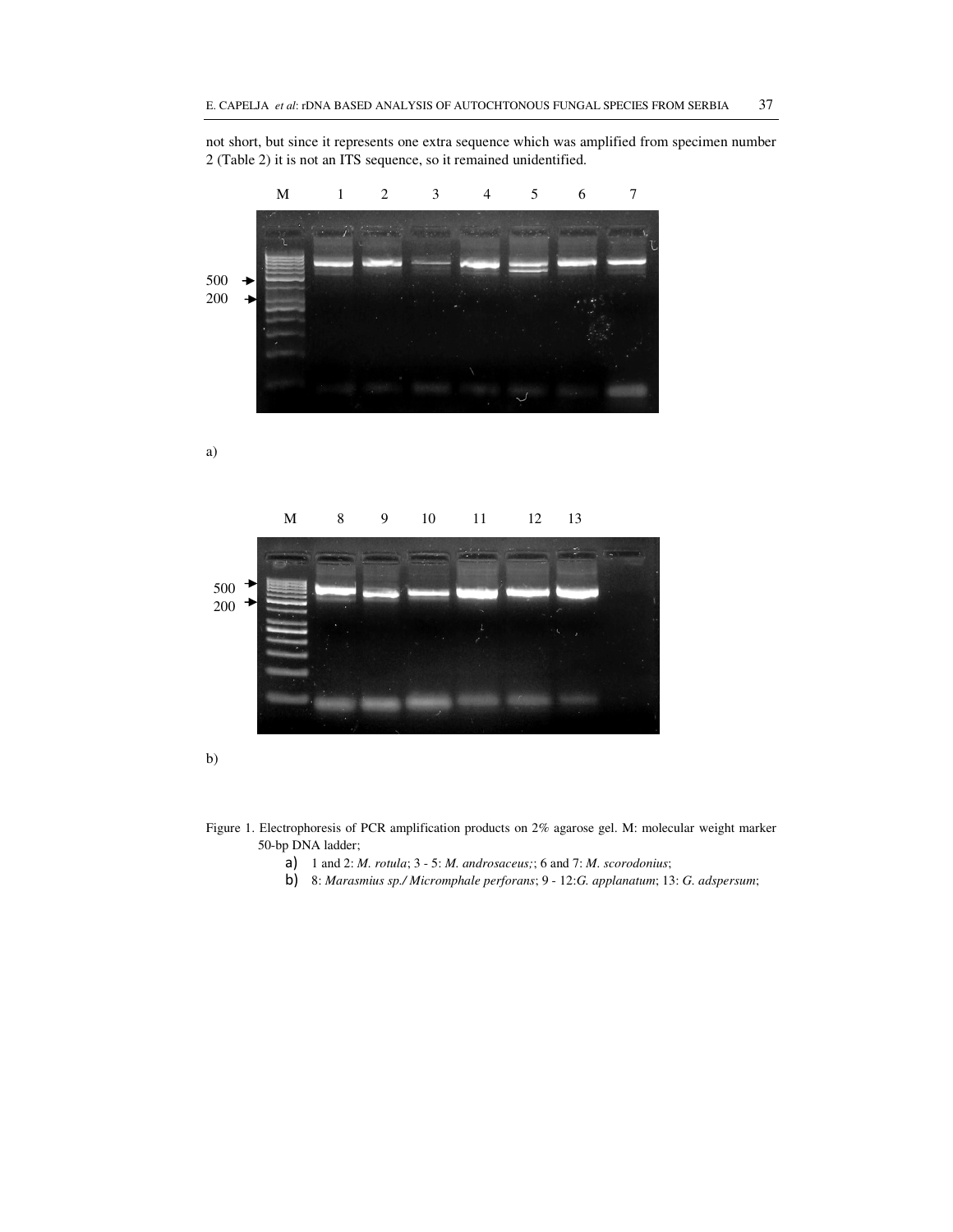not short, but since it represents one extra sequence which was amplified from specimen number 2 (Table 2) it is not an ITS sequence, so it remained unidentified.

a)

b)

Figure 1. Electrophoresis of PCR amplification products on 2% agarose gel. M: molecular weight marker 50-bp DNA ladder;

a) 1 and 2: *M. rotula*; 3 - 5: *M. androsaceus;*; 6 and 7: *M. scorodonius*;

b) 8: *Marasmius sp./ Micromphale perforans*; 9 - 12:*G. applanatum*; 13: *G. adspersum*;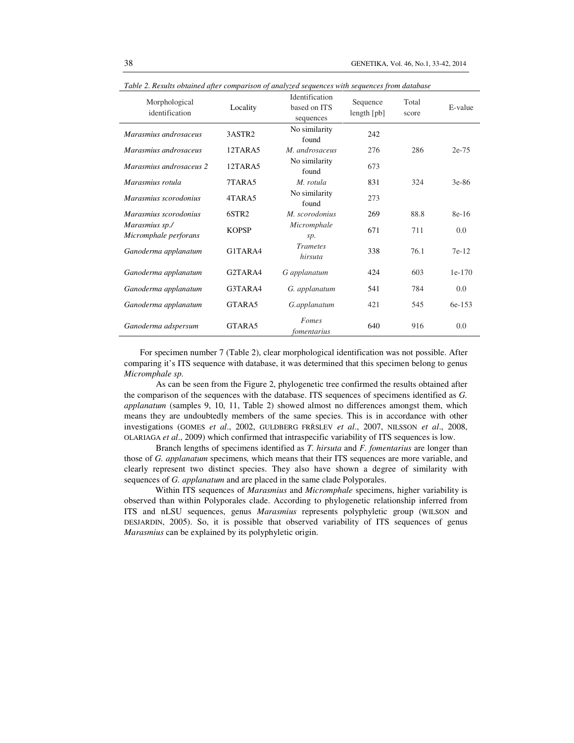*Table 2. Results obtained after comparison of analyzed sequences with sequences from database*

| Morphological identification | Locality | Identification based on ITS sequences | Sequence length [pb] | Total score | E-value |
|---|---|---|---|---|---|
| *Marasmius androsaceus* | 3ASTR2 | No similarity found | 242 | | |
| *Marasmius androsaceus* | 12TARA5 | *M. androsaceus* | 276 | 286 | 2e-75 |
| *Marasmius androsaceus 2* | 12TARA5 | No similarity found | 673 | | |
| *Marasmius rotula* | 7TARA5 | *M. rotula* | 831 | 324 | 3e-86 |
| *Marasmius scorodonius* | 4TARA5 | No similarity found | 273 | | |
| *Marasmius scorodonius* | 6STR2 | *M. scorodonius* | 269 | 88.8 | 8e-16 |
| *Marasmius sp./ Micromphale perforans* | KOPSP | *Micromphale sp.* | 671 | 711 | 0.0 |
| *Ganoderma applanatum* | G1TARA4 | *Trametes hirsuta* | 338 | 76.1 | 7e-12 |
| *Ganoderma applanatum* | G2TARA4 | *G applanatum* | 424 | 603 | 1e-170 |
| *Ganoderma applanatum* | G3TARA4 | *G. applanatum* | 541 | 784 | 0.0 |
| *Ganoderma applanatum* | GTARA5 | *G.applanatum* | 421 | 545 | 6e-153 |
| *Ganoderma adspersum* | GTARA5 | *Fomes fomentarius* | 640 | 916 | 0.0 |

For specimen number 7 (Table 2), clear morphological identification was not possible. After comparing it's ITS sequence with database, it was determined that this specimen belong to genus *Micromphale sp.*

As can be seen from the Figure 2, phylogenetic tree confirmed the results obtained after the comparison of the sequences with the database. ITS sequences of specimens identified as *G. applanatum* (samples 9, 10, 11, Table 2) showed almost no differences amongst them, which means they are undoubtedly members of the same species. This is in accordance with other investigations (GOMES *et al*., 2002, GULDBERG FRŘSLEV *et al*., 2007, NILSSON *et al*., 2008, OLARIAGA *et al*., 2009) which confirmed that intraspecific variability of ITS sequences is low.

Branch lengths of specimens identified as *T. hirsuta* and *F. fomentarius* are longer than those of *G. applanatum* specimens, which means that their ITS sequences are more variable, and clearly represent two distinct species. They also have shown a degree of similarity with sequences of *G. applanatum* and are placed in the same clade Polyporales.

Within ITS sequences of *Marasmius* and *Micromphale* specimens, higher variability is observed than within Polyporales clade. According to phylogenetic relationship inferred from ITS and nLSU sequences, genus *Marasmius* represents polyphyletic group (WILSON and DESJARDIN, 2005). So, it is possible that observed variability of ITS sequences of genus *Marasmius* can be explained by its polyphyletic origin.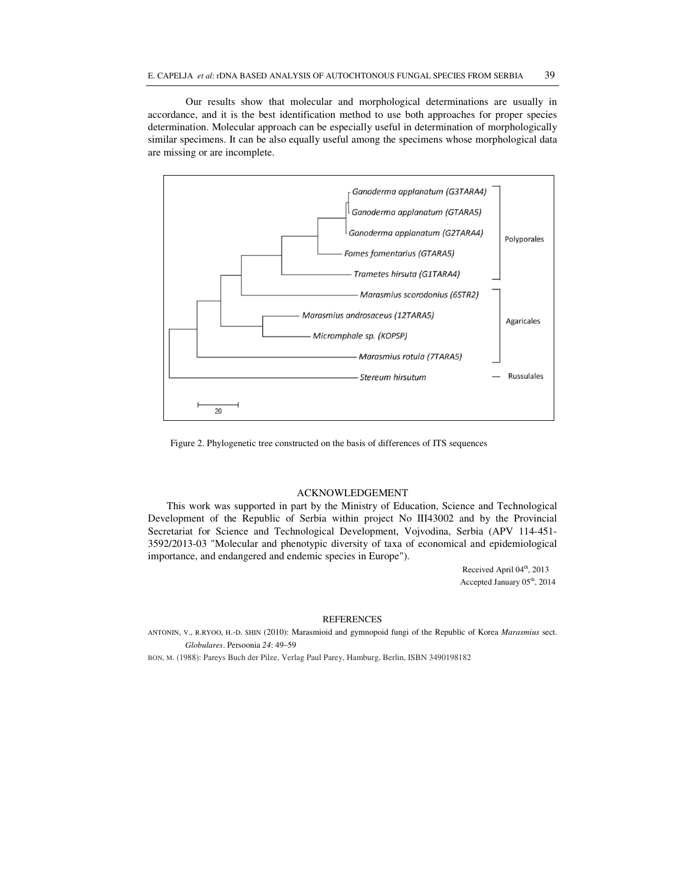Our results show that molecular and morphological determinations are usually in accordance, and it is the best identification method to use both approaches for proper species determination. Molecular approach can be especially useful in determination of morphologically similar specimens. It can be also equally useful among the specimens whose morphological data are missing or are incomplete.

Figure 2. Phylogenetic tree constructed on the basis of differences of ITS sequences

## ACKNOWLEDGEMENT

This work was supported in part by the Ministry of Education, Science and Technological Development of the Republic of Serbia within project No III43002 and by the Provincial Secretariat for Science and Technological Development, Vojvodina, Serbia (APV 114-451-3592/2013-03 "Molecular and phenotypic diversity of taxa of economical and epidemiological importance, and endangered and endemic species in Europe").

Received April 04th, 2013
Accepted January 05th, 2014

## REFERENCES

ANTONIN, V., R.RYOO, H.-D. SHIN (2010): Marasmioid and gymnopoid fungi of the Republic of Korea *Marasmius* sect. *Globulares*. Persoonia *24*: 49–59

BON, M. (1988): Pareys Buch der Pilze, Verlag Paul Parey, Hamburg, Berlin, ISBN 3490198182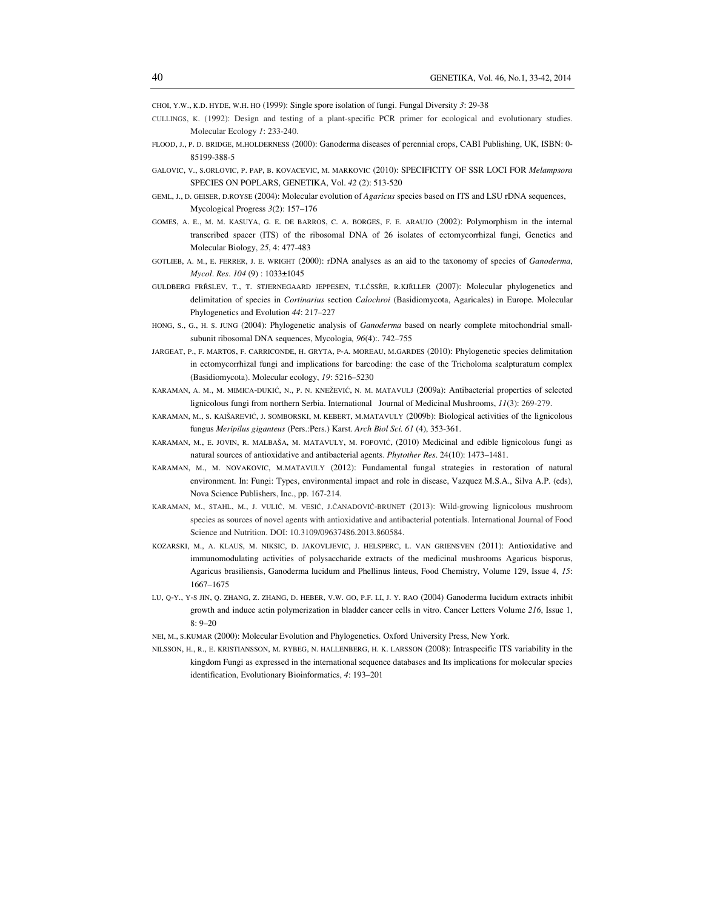CHOI, Y.W., K.D. HYDE, W.H. HO (1999): Single spore isolation of fungi. Fungal Diversity *3*: 29-38

CULLINGS, K. (1992): Design and testing of a plant-specific PCR primer for ecological and evolutionary studies. Molecular Ecology *1*: 233-240.

FLOOD, J., P. D. BRIDGE, M.HOLDERNESS (2000): Ganoderma diseases of perennial crops, CABI Publishing, UK, ISBN: 0-85199-388-5

GALOVIC, V., S.ORLOVIC, P. PAP, B. KOVACEVIC, M. MARKOVIC (2010): SPECIFICITY OF SSR LOCI FOR *Melampsora* SPECIES ON POPLARS, GENETIKA, Vol. *42* (2): 513-520

GEML, J., D. GEISER, D.ROYSE (2004): Molecular evolution of *Agaricus* species based on ITS and LSU rDNA sequences, Mycological Progress *3*(2): 157–176

GOMES, A. E., M. M. KASUYA, G. E. DE BARROS, C. A. BORGES, F. E. ARAUJO (2002): Polymorphism in the internal transcribed spacer (ITS) of the ribosomal DNA of 26 isolates of ectomycorrhizal fungi, Genetics and Molecular Biology, *25*, 4: 477-483

GOTLIEB, A. M., E. FERRER, J. E. WRIGHT (2000): rDNA analyses as an aid to the taxonomy of species of *Ganoderma*, *Mycol. Res. 104* (9) : 1033±1045

GULDBERG FRŘSLEV, T., T. STJERNEGAARD JEPPESEN, T.LĆSSŘE, R.KJŘLLER (2007): Molecular phylogenetics and delimitation of species in *Cortinarius* section *Calochroi* (Basidiomycota, Agaricales) in Europe. Molecular Phylogenetics and Evolution *44*: 217–227

HONG, S., G., H. S. JUNG (2004): Phylogenetic analysis of *Ganoderma* based on nearly complete mitochondrial small-subunit ribosomal DNA sequences, Mycologia*, 96*(4):. 742–755

JARGEAT, P., F. MARTOS, F. CARRICONDE, H. GRYTA, P-A. MOREAU, M.GARDES (2010): Phylogenetic species delimitation in ectomycorrhizal fungi and implications for barcoding: the case of the Tricholoma scalpturatum complex (Basidiomycota). Molecular ecology, *19*: 5216–5230

KARAMAN, A. M., M. MIMICA-DUKIĆ, N., P. N. KNEŽEVIĆ, N. M. MATAVULJ (2009a): Antibacterial properties of selected lignicolous fungi from northern Serbia. International Journal of Medicinal Mushrooms, *11*(3): 269-279.

KARAMAN, M., S. KAIŠAREVIĆ, J. SOMBORSKI, M. KEBERT, M.MATAVULY (2009b): Biological activities of the lignicolous fungus *Meripilus giganteus* (Pers.:Pers.) Karst. *Arch Biol Sci. 61* (4), 353-361.

KARAMAN, M., E. JOVIN, R. MALBAŠA, M. MATAVULY, M. POPOVIĆ, (2010) Medicinal and edible lignicolous fungi as natural sources of antioxidative and antibacterial agents. *Phytother Res*. 24(10): 1473–1481.

KARAMAN, M., M. NOVAKOVIC, M.MATAVULY (2012): Fundamental fungal strategies in restoration of natural environment. In: Fungi: Types, environmental impact and role in disease, Vazquez M.S.A., Silva A.P. (eds), Nova Science Publishers, Inc., pp. 167-214.

KARAMAN, M., STAHL, M., J. VULIĆ, M. VESIĆ, J.ČANADOVIĆ-BRUNET (2013): Wild-growing lignicolous mushroom species as sources of novel agents with antioxidative and antibacterial potentials. International Journal of Food Science and Nutrition. DOI: 10.3109/09637486.2013.860584.

KOZARSKI, M., A. KLAUS, M. NIKSIC, D. JAKOVLJEVIC, J. HELSPERC, L. VAN GRIENSVEN (2011): Antioxidative and immunomodulating activities of polysaccharide extracts of the medicinal mushrooms Agaricus bisporus, Agaricus brasiliensis, Ganoderma lucidum and Phellinus linteus, Food Chemistry, Volume 129, Issue 4, *15*: 1667–1675

LU, Q-Y., Y-S JIN, Q. ZHANG, Z. ZHANG, D. HEBER, V.W. GO, P.F. LI, J. Y. RAO (2004) Ganoderma lucidum extracts inhibit growth and induce actin polymerization in bladder cancer cells in vitro. Cancer Letters Volume *216*, Issue 1, 8: 9–20

NEI, M., S.KUMAR (2000): Molecular Evolution and Phylogenetics. Oxford University Press, New York.

NILSSON, H., R., E. KRISTIANSSON, M. RYBEG, N. HALLENBERG, H. K. LARSSON (2008): Intraspecific ITS variability in the kingdom Fungi as expressed in the international sequence databases and Its implications for molecular species identification, Evolutionary Bioinformatics, *4*: 193–201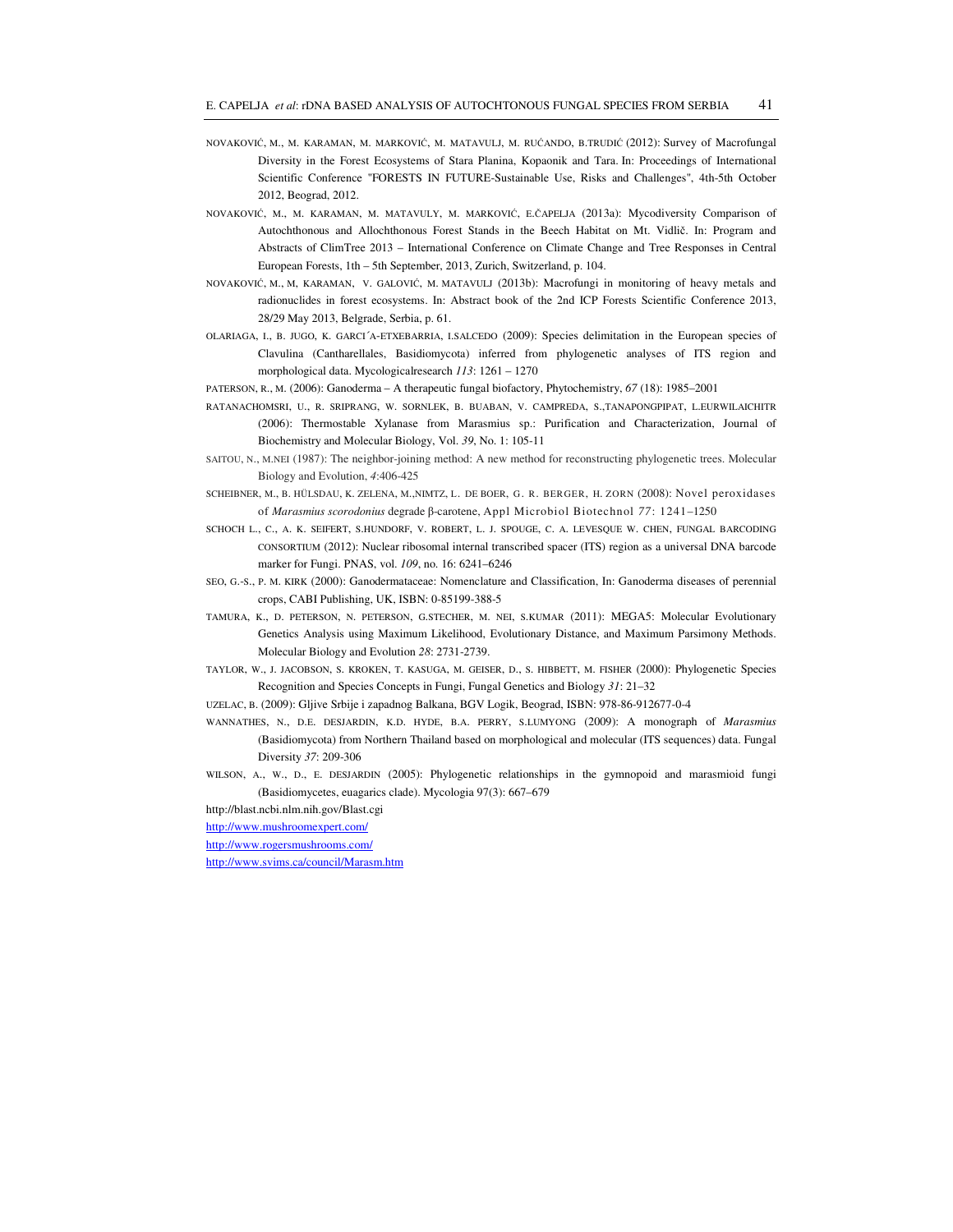NOVAKOVIĆ, M., M. KARAMAN, M. MARKOVIĆ, M. MATAVULJ, M. RUĆANDO, B.TRUDIĆ (2012): Survey of Macrofungal Diversity in the Forest Ecosystems of Stara Planina, Kopaonik and Tara. In: Proceedings of International Scientific Conference "FORESTS IN FUTURE-Sustainable Use, Risks and Challenges", 4th-5th October 2012, Beograd, 2012.

NOVAKOVIĆ, M., M. KARAMAN, M. MATAVULY, M. MARKOVIĆ, E.ČAPELJA (2013a): Mycodiversity Comparison of Autochthonous and Allochthonous Forest Stands in the Beech Habitat on Mt. Vidlič. In: Program and Abstracts of ClimTree 2013 – International Conference on Climate Change and Tree Responses in Central European Forests, 1th – 5th September, 2013, Zurich, Switzerland, p. 104.

NOVAKOVIĆ, M., M, KARAMAN, V. GALOVIĆ, M. MATAVULJ (2013b): Macrofungi in monitoring of heavy metals and radionuclides in forest ecosystems. In: Abstract book of the 2nd ICP Forests Scientific Conference 2013, 28/29 May 2013, Belgrade, Serbia, p. 61.

OLARIAGA, I., B. JUGO, K. GARCI´A-ETXEBARRIA, I.SALCEDO (2009): Species delimitation in the European species of Clavulina (Cantharellales, Basidiomycota) inferred from phylogenetic analyses of ITS region and morphological data. Mycologicalresearch *113*: 1261 – 1270

PATERSON, R., M. (2006): Ganoderma – A therapeutic fungal biofactory, Phytochemistry, *67* (18): 1985–2001

RATANACHOMSRI, U., R. SRIPRANG, W. SORNLEK, B. BUABAN, V. CAMPREDA, S.,TANAPONGPIPAT, L.EURWILAICHITR (2006): Thermostable Xylanase from Marasmius sp.: Purification and Characterization, Journal of Biochemistry and Molecular Biology, Vol. *39*, No. 1: 105-11

SAITOU, N., M.NEI (1987): The neighbor-joining method: A new method for reconstructing phylogenetic trees. Molecular Biology and Evolution, *4*:406-425

SCHEIBNER, M., B. HÜLSDAU, K. ZELENA, M.,NIMTZ, L. DE BOER, G. R. BERGER, H. ZORN (2008): Novel peroxidases of *Marasmius scorodonius* degrade β-carotene, Appl Microbiol Biotechnol *77*: 1241–1250

SCHOCH L., C., A. K. SEIFERT, S.HUNDORF, V. ROBERT, L. J. SPOUGE, C. A. LEVESQUE W. CHEN, FUNGAL BARCODING CONSORTIUM (2012): Nuclear ribosomal internal transcribed spacer (ITS) region as a universal DNA barcode marker for Fungi. PNAS, vol. *109*, no. 16: 6241–6246

SEO, G.-S., P. M. KIRK (2000): Ganodermataceae: Nomenclature and Classification, In: Ganoderma diseases of perennial crops, CABI Publishing, UK, ISBN: 0-85199-388-5

TAMURA, K., D. PETERSON, N. PETERSON, G.STECHER, M. NEI, S.KUMAR (2011): MEGA5: Molecular Evolutionary Genetics Analysis using Maximum Likelihood, Evolutionary Distance, and Maximum Parsimony Methods. Molecular Biology and Evolution *28*: 2731-2739.

TAYLOR, W., J. JACOBSON, S. KROKEN, T. KASUGA, M. GEISER, D., S. HIBBETT, M. FISHER (2000): Phylogenetic Species Recognition and Species Concepts in Fungi, Fungal Genetics and Biology *31*: 21–32

UZELAC, B. (2009): Gljive Srbije i zapadnog Balkana, BGV Logik, Beograd, ISBN: 978-86-912677-0-4

WANNATHES, N., D.E. DESJARDIN, K.D. HYDE, B.A. PERRY, S.LUMYONG (2009): A monograph of *Marasmius* (Basidiomycota) from Northern Thailand based on morphological and molecular (ITS sequences) data. Fungal Diversity *37*: 209-306

WILSON, A., W., D., E. DESJARDIN (2005): Phylogenetic relationships in the gymnopoid and marasmioid fungi (Basidiomycetes, euagarics clade). Mycologia 97(3): 667–679

http://blast.ncbi.nlm.nih.gov/Blast.cgi

http://www.mushroomexpert.com/

http://www.rogersmushrooms.com/

http://www.svims.ca/council/Marasm.htm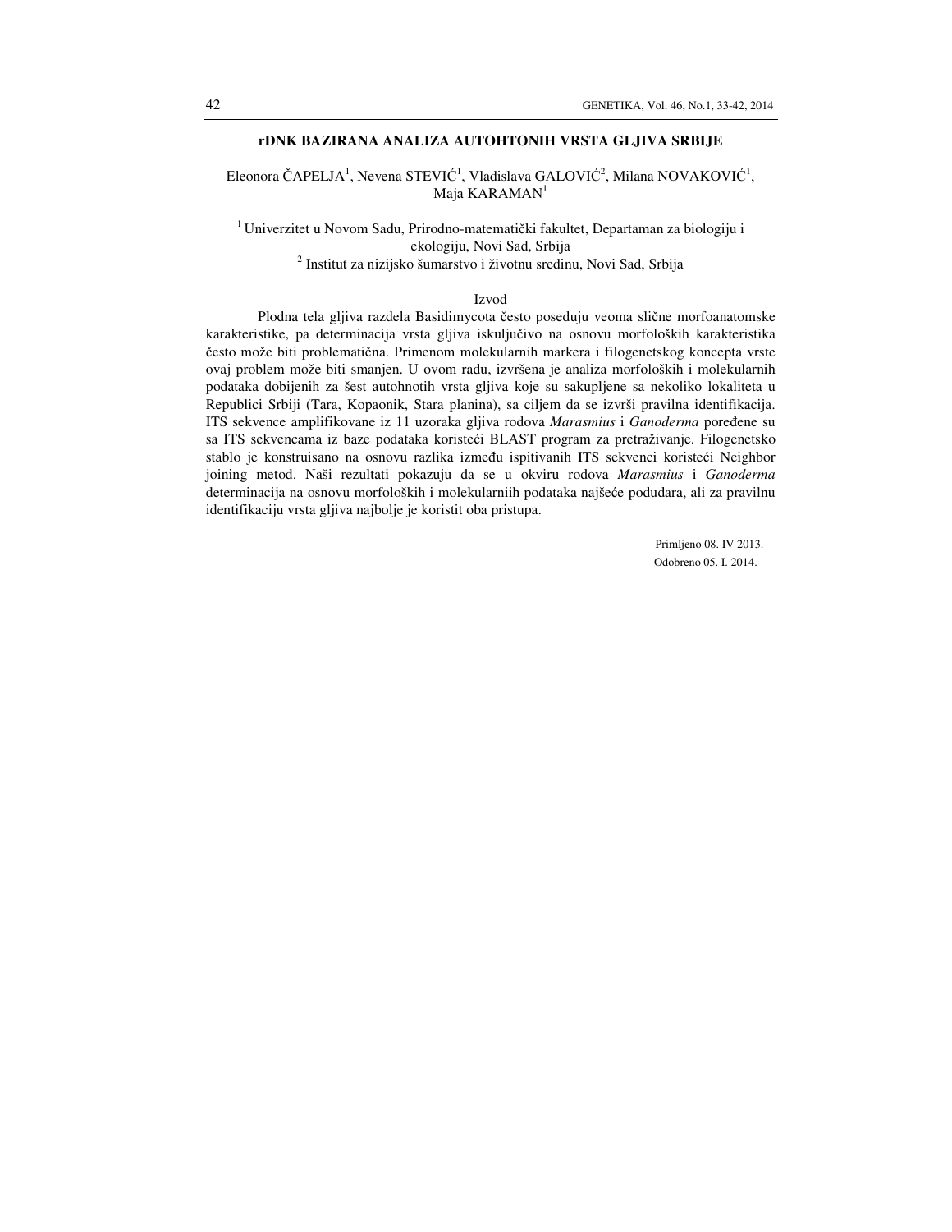**rDNK BAZIRANA ANALIZA AUTOHTONIH VRSTA GLJIVA SRBIJE**

Eleonora ČAPELJA[1], Nevena STEVIĆ[1], Vladislava GALOVIĆ[2], Milana NOVAKOVIĆ[1], Maja KARAMAN[1]

[1] Univerzitet u Novom Sadu, Prirodno-matematički fakultet, Departaman za biologiju i ekologiju, Novi Sad, Srbija
[2] Institut za nizijsko šumarstvo i životnu sredinu, Novi Sad, Srbija

Izvod

Plodna tela gljiva razdela Basidimycota često poseduju veoma slične morfoanatomske karakteristike, pa determinacija vrsta gljiva isključivo na osnovu morfoloških karakteristika često može biti problematična. Primenom molekularnih markera i filogenetskog koncepta vrste ovaj problem može biti smanjen. U ovom radu, izvršena je analiza morfoloških i molekularnih podataka dobijenih za šest autohnotih vrsta gljiva koje su sakupljene sa nekoliko lokaliteta u Republici Srbiji (Tara, Kopaonik, Stara planina), sa ciljem da se izvrši pravilna identifikacija. ITS sekvence amplifikovane iz 11 uzoraka gljiva rodova *Marasmius* i *Ganoderma* poređene su sa ITS sekvencama iz baze podataka koristeći BLAST program za pretraživanje. Filogenetsko stablo je konstruisano na osnovu razlika između ispitivanih ITS sekvenci koristeći Neighbor joining metod. Naši rezultati pokazuju da se u okviru rodova *Marasmius* i *Ganoderma* determinacija na osnovu morfoloških i molekularniih podataka najšeće podudara, ali za pravilnu identifikaciju vrsta gljiva najbolje je koristit oba pristupa.

Primljeno 08. IV 2013.
Odobreno 05. I. 2014.